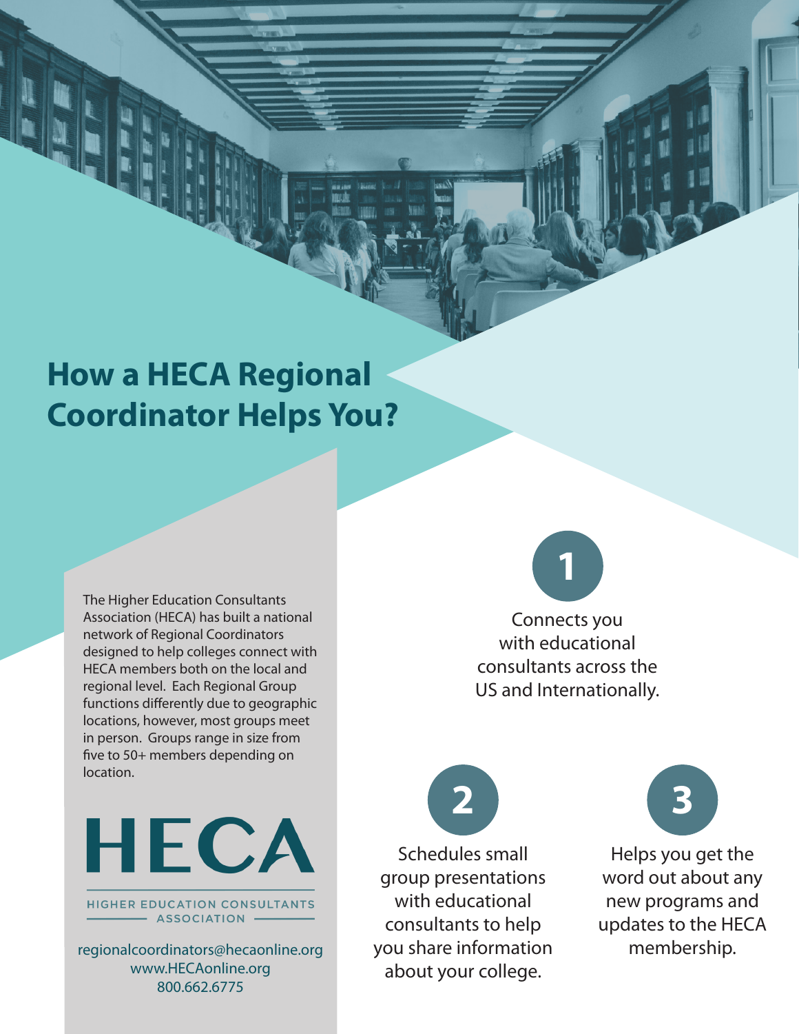# How a HECA Regional Coordinator Helps You?

The Higher Education Consultants Association (HECA) has built a national network of Regional Coordinators designed to help colleges connect with HECA members both on the local and regional level. Each Regional Group functions differently due to geographic locations, however, most groups meet in person. Groups range in size from five to 50+ members depending on location.

**HECA**

HIGHER EDUCATION CONSULTANTS ASSOCIATION

regionalcoordinators@hecaonline.org
www.HECAonline.org
800.662.6775

**1** Connects you with educational consultants across the US and Internationally.

**2** Schedules small group presentations with educational consultants to help you share information about your college.

**3** Helps you get the word out about any new programs and updates to the HECA membership.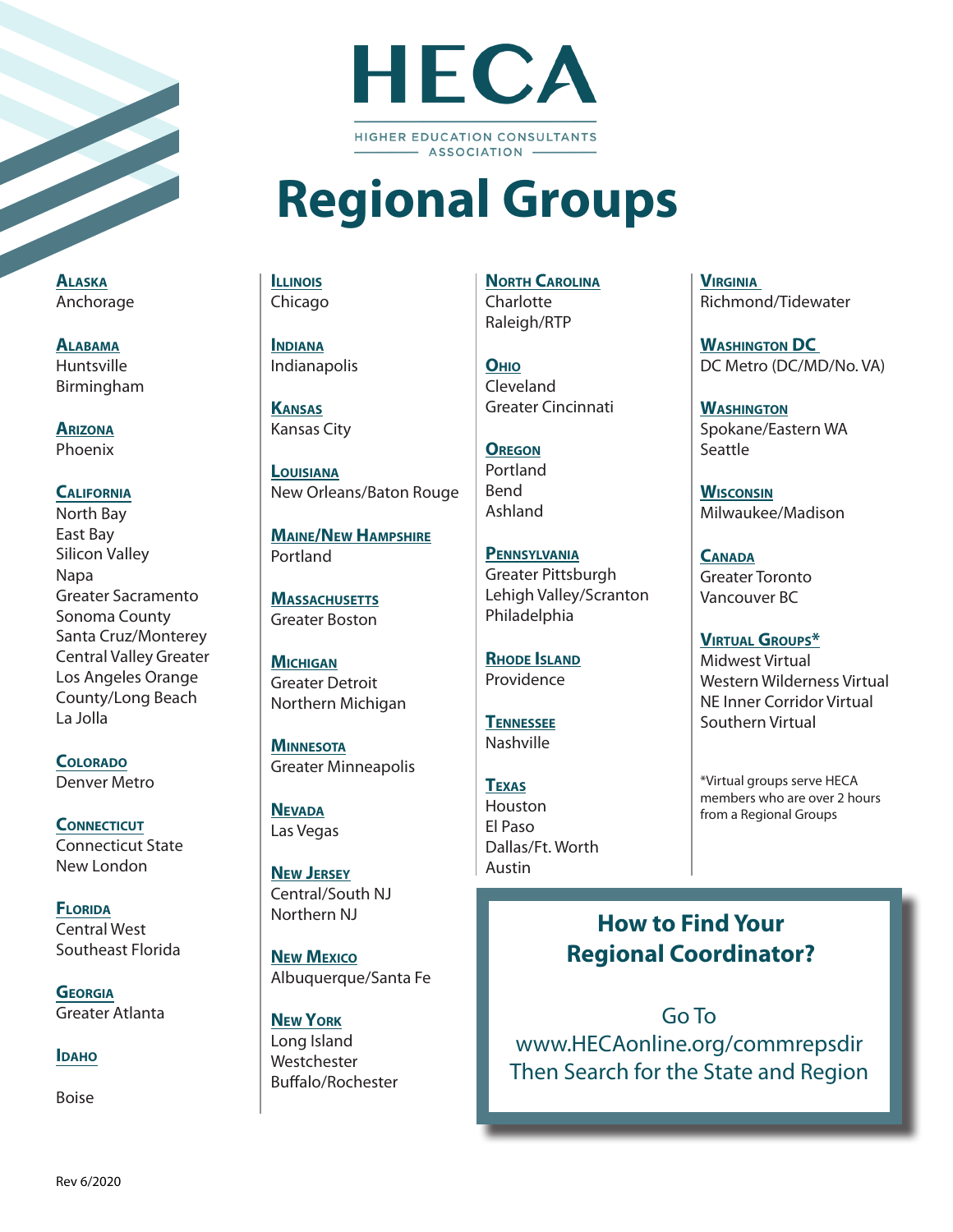# HECA

HIGHER EDUCATION CONSULTANTS ASSOCIATION

# Regional Groups

**Alaska**
Anchorage

**Alabama**
Huntsville
Birmingham

**Arizona**
Phoenix

**California**
North Bay
East Bay
Silicon Valley
Napa
Greater Sacramento
Sonoma County
Santa Cruz/Monterey
Central Valley Greater
Los Angeles Orange
County/Long Beach
La Jolla

**Colorado**
Denver Metro

**Connecticut**
Connecticut State
New London

**Florida**
Central West
Southeast Florida

**Georgia**
Greater Atlanta

**Idaho**

Boise

**Illinois**
Chicago

**Indiana**
Indianapolis

**Kansas**
Kansas City

**Louisiana**
New Orleans/Baton Rouge

**Maine/New Hampshire**
Portland

**Massachusetts**
Greater Boston

**Michigan**
Greater Detroit
Northern Michigan

**Minnesota**
Greater Minneapolis

**Nevada**
Las Vegas

**New Jersey**
Central/South NJ
Northern NJ

**New Mexico**
Albuquerque/Santa Fe

**New York**
Long Island
Westchester
Buffalo/Rochester

**North Carolina**
Charlotte
Raleigh/RTP

**Ohio**
Cleveland
Greater Cincinnati

**Oregon**
Portland
Bend
Ashland

**Pennsylvania**
Greater Pittsburgh
Lehigh Valley/Scranton
Philadelphia

**Rhode Island**
Providence

**Tennessee**
Nashville

**Texas**
Houston
El Paso
Dallas/Ft. Worth
Austin

**Virginia**
Richmond/Tidewater

**Washington DC**
DC Metro (DC/MD/No. VA)

**Washington**
Spokane/Eastern WA
Seattle

**Wisconsin**
Milwaukee/Madison

**Canada**
Greater Toronto
Vancouver BC

**Virtual Groups***
Midwest Virtual
Western Wilderness Virtual
NE Inner Corridor Virtual
Southern Virtual

*Virtual groups serve HECA members who are over 2 hours from a Regional Groups

## How to Find Your Regional Coordinator?

Go To
www.HECAonline.org/commrepsdir
Then Search for the State and Region

Rev 6/2020